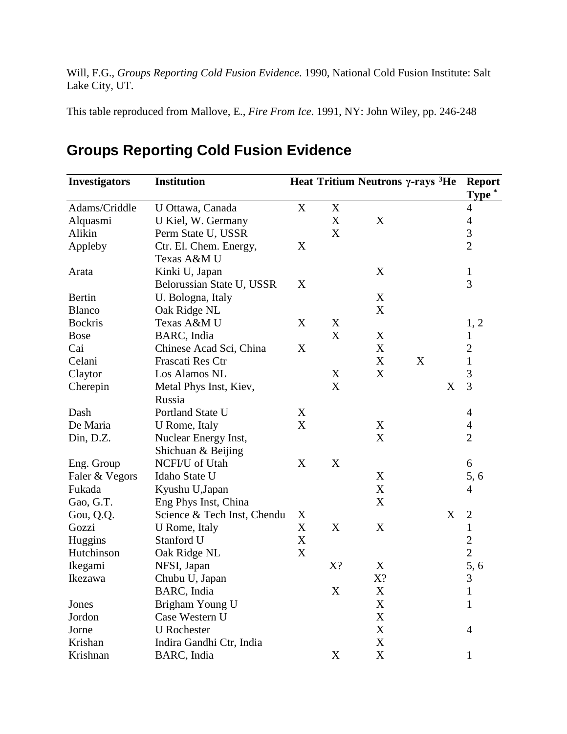Will, F.G., *Groups Reporting Cold Fusion Evidence*. 1990, National Cold Fusion Institute: Salt Lake City, UT.

This table reproduced from Mallove, E., *Fire From Ice*. 1991, NY: John Wiley, pp. 246-248

# Groups Reporting Cold Fusion Evidence

| Investigators | Institution | Heat | Tritium | Neutrons | γ-rays | $^3$He | Report Type * |
|---|---|---|---|---|---|---|---|
| Adams/Criddle | U Ottawa, Canada | X | X | | | | 4 |
| Alquasmi | U Kiel, W. Germany | | X | X | | | 4 |
| Alikin | Perm State U, USSR | | X | | | | 3 |
| Appleby | Ctr. El. Chem. Energy, Texas A&M U | X | | | | | 2 |
| Arata | Kinki U, Japan | | | X | | | 1 |
| | Belorussian State U, USSR | X | | | | | 3 |
| Bertin | U. Bologna, Italy | | | X | | | |
| Blanco | Oak Ridge NL | | | X | | | |
| Bockris | Texas A&M U | X | X | | | | 1, 2 |
| Bose | BARC, India | | X | X | | | 1 |
| Cai | Chinese Acad Sci, China | X | | X | | | 2 |
| Celani | Frascati Res Ctr | | | X | X | | 1 |
| Claytor | Los Alamos NL | | X | X | | | 3 |
| Cherepin | Metal Phys Inst, Kiev, Russia | | X | | | X | 3 |
| Dash | Portland State U | X | | | | | 4 |
| De Maria | U Rome, Italy | X | | X | | | 4 |
| Din, D.Z. | Nuclear Energy Inst, Shichuan & Beijing | | | X | | | 2 |
| Eng. Group | NCFI/U of Utah | X | X | | | | 6 |
| Faler & Vegors | Idaho State U | | | X | | | 5, 6 |
| Fukada | Kyushu U,Japan | | | X | | | 4 |
| Gao, G.T. | Eng Phys Inst, China | | | X | | | |
| Gou, Q.Q. | Science & Tech Inst, Chendu | X | | | | X | 2 |
| Gozzi | U Rome, Italy | X | X | X | | | 1 |
| Huggins | Stanford U | X | | | | | 2 |
| Hutchinson | Oak Ridge NL | X | | | | | 2 |
| Ikegami | NFSI, Japan | | X? | X | | | 5, 6 |
| Ikezawa | Chubu U, Japan | | | X? | | | 3 |
| | BARC, India | | X | X | | | 1 |
| Jones | Brigham Young U | | | X | | | 1 |
| Jordon | Case Western U | | | X | | | |
| Jorne | U Rochester | | | X | | | 4 |
| Krishan | Indira Gandhi Ctr, India | | | X | | | |
| Krishnan | BARC, India | | X | X | | | 1 |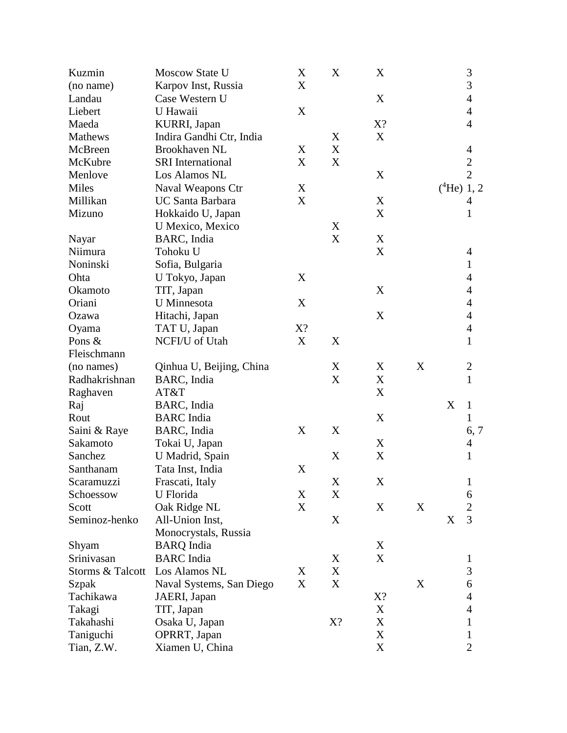| | | | | | | | |
|---|---|---|---|---|---|---|---|
| Kuzmin | Moscow State U | X | X | X | | | 3 |
| (no name) | Karpov Inst, Russia | X | | | | | 3 |
| Landau | Case Western U | | | X | | | 4 |
| Liebert | U Hawaii | X | | | | | 4 |
| Maeda | KURRI, Japan | | | X? | | | 4 |
| Mathews | Indira Gandhi Ctr, India | | X | X | | | |
| McBreen | Brookhaven NL | X | X | | | | 4 |
| McKubre | SRI International | X | X | | | | 2 |
| Menlove | Los Alamos NL | | | X | | | 2 |
| Miles | Naval Weapons Ctr | X | | | | ($^4$He) | 1, 2 |
| Millikan | UC Santa Barbara | X | | X | | | 4 |
| Mizuno | Hokkaido U, Japan | | | X | | | 1 |
| | U Mexico, Mexico | | X | | | | |
| Nayar | BARC, India | | X | X | | | |
| Niimura | Tohoku U | | | X | | | 4 |
| Noninski | Sofia, Bulgaria | | | | | | 1 |
| Ohta | U Tokyo, Japan | X | | | | | 4 |
| Okamoto | TIT, Japan | | | X | | | 4 |
| Oriani | U Minnesota | X | | | | | 4 |
| Ozawa | Hitachi, Japan | | | X | | | 4 |
| Oyama | TAT U, Japan | X? | | | | | 4 |
| Pons & Fleischmann | NCFI/U of Utah | X | X | | | | 1 |
| (no names) | Qinhua U, Beijing, China | | X | X | X | | 2 |
| Radhakrishnan | BARC, India | | X | X | | | 1 |
| Raghaven | AT&T | | | X | | | |
| Raj | BARC, India | | | | | X | 1 |
| Rout | BARC India | | | X | | | 1 |
| Saini & Raye | BARC, India | X | X | | | | 6, 7 |
| Sakamoto | Tokai U, Japan | | | X | | | 4 |
| Sanchez | U Madrid, Spain | | X | X | | | 1 |
| Santhanam | Tata Inst, India | X | | | | | |
| Scaramuzzi | Frascati, Italy | | X | X | | | 1 |
| Schoessow | U Florida | X | X | | | | 6 |
| Scott | Oak Ridge NL | X | | X | X | | 2 |
| Seminoz-henko | All-Union Inst, Monocrystals, Russia | | X | | | X | 3 |
| Shyam | BARQ India | | | X | | | |
| Srinivasan | BARC India | | X | X | | | 1 |
| Storms & Talcott | Los Alamos NL | X | X | | | | 3 |
| Szpak | Naval Systems, San Diego | X | X | | X | | 6 |
| Tachikawa | JAERI, Japan | | | X? | | | 4 |
| Takagi | TIT, Japan | | | X | | | 4 |
| Takahashi | Osaka U, Japan | | X? | X | | | 1 |
| Taniguchi | OPRRT, Japan | | | X | | | 1 |
| Tian, Z.W. | Xiamen U, China | | | X | | | 2 |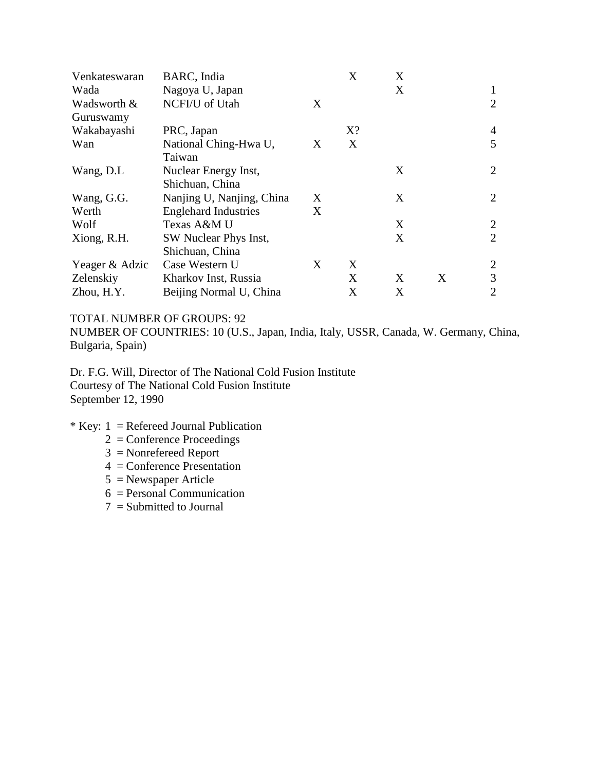| | | | | | | |
|---|---|---|---|---|---|---|
| Venkateswaran | BARC, India | | X | X | | |
| Wada | Nagoya U, Japan | | | X | | 1 |
| Wadsworth & Guruswamy | NCFI/U of Utah | X | | | | 2 |
| Wakabayashi | PRC, Japan | | X? | | | 4 |
| Wan | National Ching-Hwa U, Taiwan | X | X | | | 5 |
| Wang, D.L | Nuclear Energy Inst, Shichuan, China | | | X | | 2 |
| Wang, G.G. | Nanjing U, Nanjing, China | X | | X | | 2 |
| Werth | Englehard Industries | X | | | | |
| Wolf | Texas A&M U | | | X | | 2 |
| Xiong, R.H. | SW Nuclear Phys Inst, Shichuan, China | | | X | | 2 |
| Yeager & Adzic | Case Western U | X | X | | | 2 |
| Zelenskiy | Kharkov Inst, Russia | | X | X | X | 3 |
| Zhou, H.Y. | Beijing Normal U, China | | X | X | | 2 |

TOTAL NUMBER OF GROUPS: 92
NUMBER OF COUNTRIES: 10 (U.S., Japan, India, Italy, USSR, Canada, W. Germany, China, Bulgaria, Spain)

Dr. F.G. Will, Director of The National Cold Fusion Institute
Courtesy of The National Cold Fusion Institute
September 12, 1990

\* Key: 1 = Refereed Journal Publication
2 = Conference Proceedings
3 = Nonrefereed Report
4 = Conference Presentation
5 = Newspaper Article
6 = Personal Communication
7 = Submitted to Journal